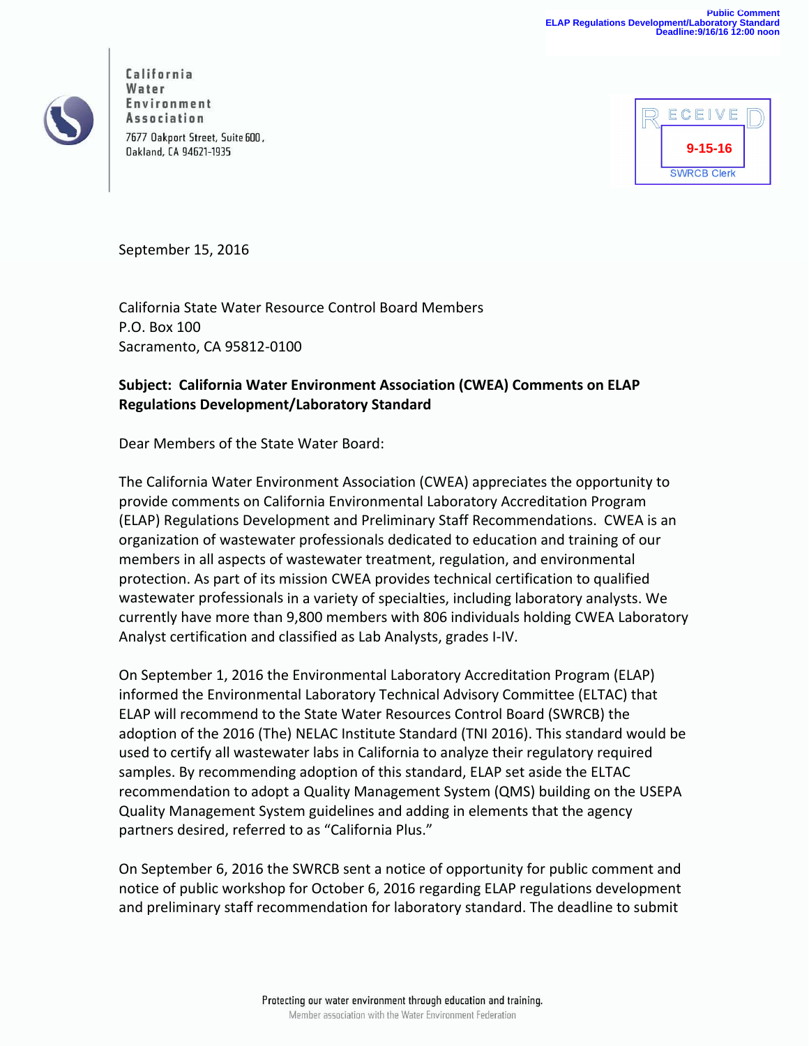Public Comment
ELAP Regulations Development/Laboratory Standard
Deadline:9/16/16 12:00 noon

California
Water
Environment
Association

7677 Oakport Street, Suite 600,
Oakland, CA 94621-1935

RECEIVED
9-15-16
SWRCB Clerk

September 15, 2016

California State Water Resource Control Board Members
P.O. Box 100
Sacramento, CA 95812-0100

**Subject: California Water Environment Association (CWEA) Comments on ELAP Regulations Development/Laboratory Standard**

Dear Members of the State Water Board:

The California Water Environment Association (CWEA) appreciates the opportunity to provide comments on California Environmental Laboratory Accreditation Program (ELAP) Regulations Development and Preliminary Staff Recommendations. CWEA is an organization of wastewater professionals dedicated to education and training of our members in all aspects of wastewater treatment, regulation, and environmental protection. As part of its mission CWEA provides technical certification to qualified wastewater professionals in a variety of specialties, including laboratory analysts. We currently have more than 9,800 members with 806 individuals holding CWEA Laboratory Analyst certification and classified as Lab Analysts, grades I-IV.

On September 1, 2016 the Environmental Laboratory Accreditation Program (ELAP) informed the Environmental Laboratory Technical Advisory Committee (ELTAC) that ELAP will recommend to the State Water Resources Control Board (SWRCB) the adoption of the 2016 (The) NELAC Institute Standard (TNI 2016). This standard would be used to certify all wastewater labs in California to analyze their regulatory required samples. By recommending adoption of this standard, ELAP set aside the ELTAC recommendation to adopt a Quality Management System (QMS) building on the USEPA Quality Management System guidelines and adding in elements that the agency partners desired, referred to as "California Plus."

On September 6, 2016 the SWRCB sent a notice of opportunity for public comment and notice of public workshop for October 6, 2016 regarding ELAP regulations development and preliminary staff recommendation for laboratory standard. The deadline to submit

Protecting our water environment through education and training.
Member association with the Water Environment Federation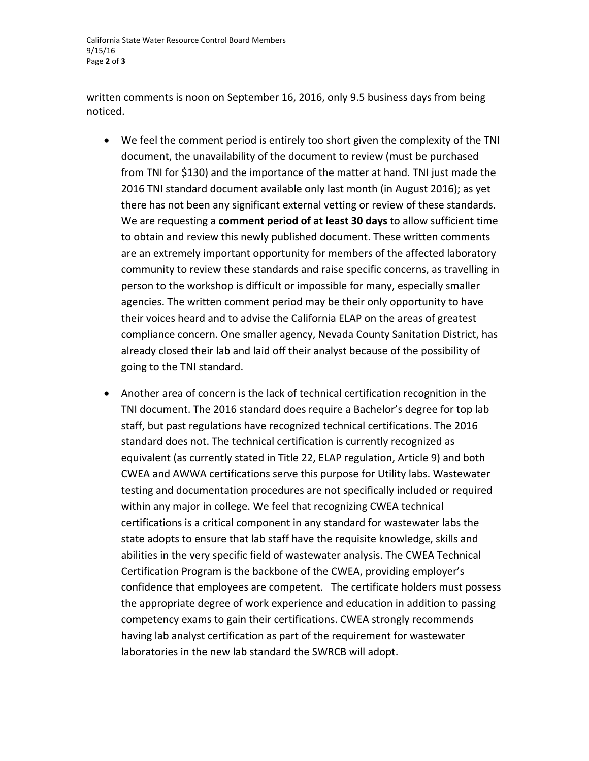written comments is noon on September 16, 2016, only 9.5 business days from being noticed.

- We feel the comment period is entirely too short given the complexity of the TNI document, the unavailability of the document to review (must be purchased from TNI for $130) and the importance of the matter at hand. TNI just made the 2016 TNI standard document available only last month (in August 2016); as yet there has not been any significant external vetting or review of these standards. We are requesting a **comment period of at least 30 days** to allow sufficient time to obtain and review this newly published document. These written comments are an extremely important opportunity for members of the affected laboratory community to review these standards and raise specific concerns, as travelling in person to the workshop is difficult or impossible for many, especially smaller agencies. The written comment period may be their only opportunity to have their voices heard and to advise the California ELAP on the areas of greatest compliance concern. One smaller agency, Nevada County Sanitation District, has already closed their lab and laid off their analyst because of the possibility of going to the TNI standard.

- Another area of concern is the lack of technical certification recognition in the TNI document. The 2016 standard does require a Bachelor's degree for top lab staff, but past regulations have recognized technical certifications. The 2016 standard does not. The technical certification is currently recognized as equivalent (as currently stated in Title 22, ELAP regulation, Article 9) and both CWEA and AWWA certifications serve this purpose for Utility labs. Wastewater testing and documentation procedures are not specifically included or required within any major in college. We feel that recognizing CWEA technical certifications is a critical component in any standard for wastewater labs the state adopts to ensure that lab staff have the requisite knowledge, skills and abilities in the very specific field of wastewater analysis. The CWEA Technical Certification Program is the backbone of the CWEA, providing employer's confidence that employees are competent. The certificate holders must possess the appropriate degree of work experience and education in addition to passing competency exams to gain their certifications. CWEA strongly recommends having lab analyst certification as part of the requirement for wastewater laboratories in the new lab standard the SWRCB will adopt.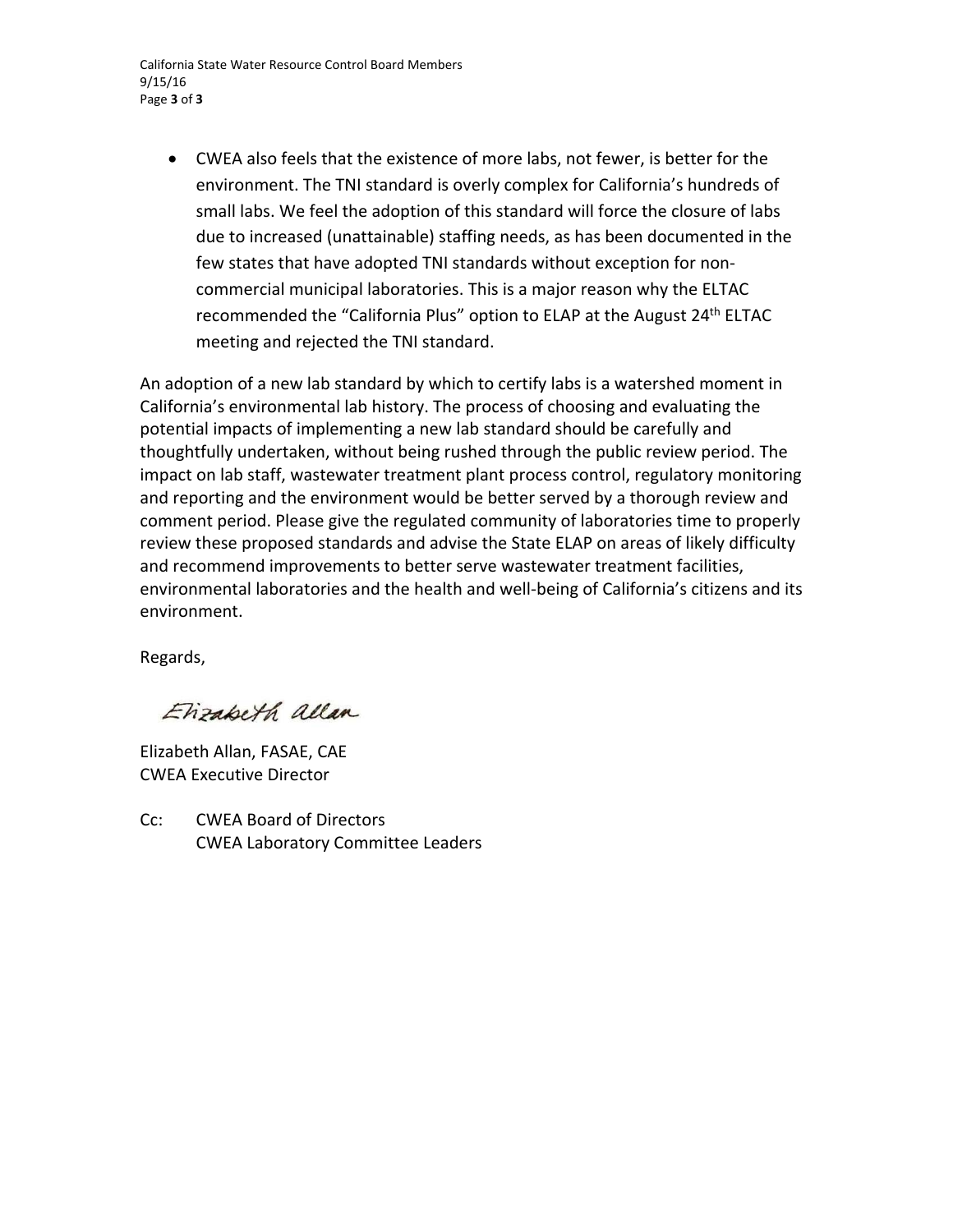- CWEA also feels that the existence of more labs, not fewer, is better for the environment. The TNI standard is overly complex for California's hundreds of small labs. We feel the adoption of this standard will force the closure of labs due to increased (unattainable) staffing needs, as has been documented in the few states that have adopted TNI standards without exception for non-commercial municipal laboratories. This is a major reason why the ELTAC recommended the "California Plus" option to ELAP at the August 24th ELTAC meeting and rejected the TNI standard.

An adoption of a new lab standard by which to certify labs is a watershed moment in California's environmental lab history. The process of choosing and evaluating the potential impacts of implementing a new lab standard should be carefully and thoughtfully undertaken, without being rushed through the public review period. The impact on lab staff, wastewater treatment plant process control, regulatory monitoring and reporting and the environment would be better served by a thorough review and comment period. Please give the regulated community of laboratories time to properly review these proposed standards and advise the State ELAP on areas of likely difficulty and recommend improvements to better serve wastewater treatment facilities, environmental laboratories and the health and well-being of California's citizens and its environment.

Regards,

Elizabeth Allan

Elizabeth Allan, FASAE, CAE
CWEA Executive Director

Cc: CWEA Board of Directors
CWEA Laboratory Committee Leaders